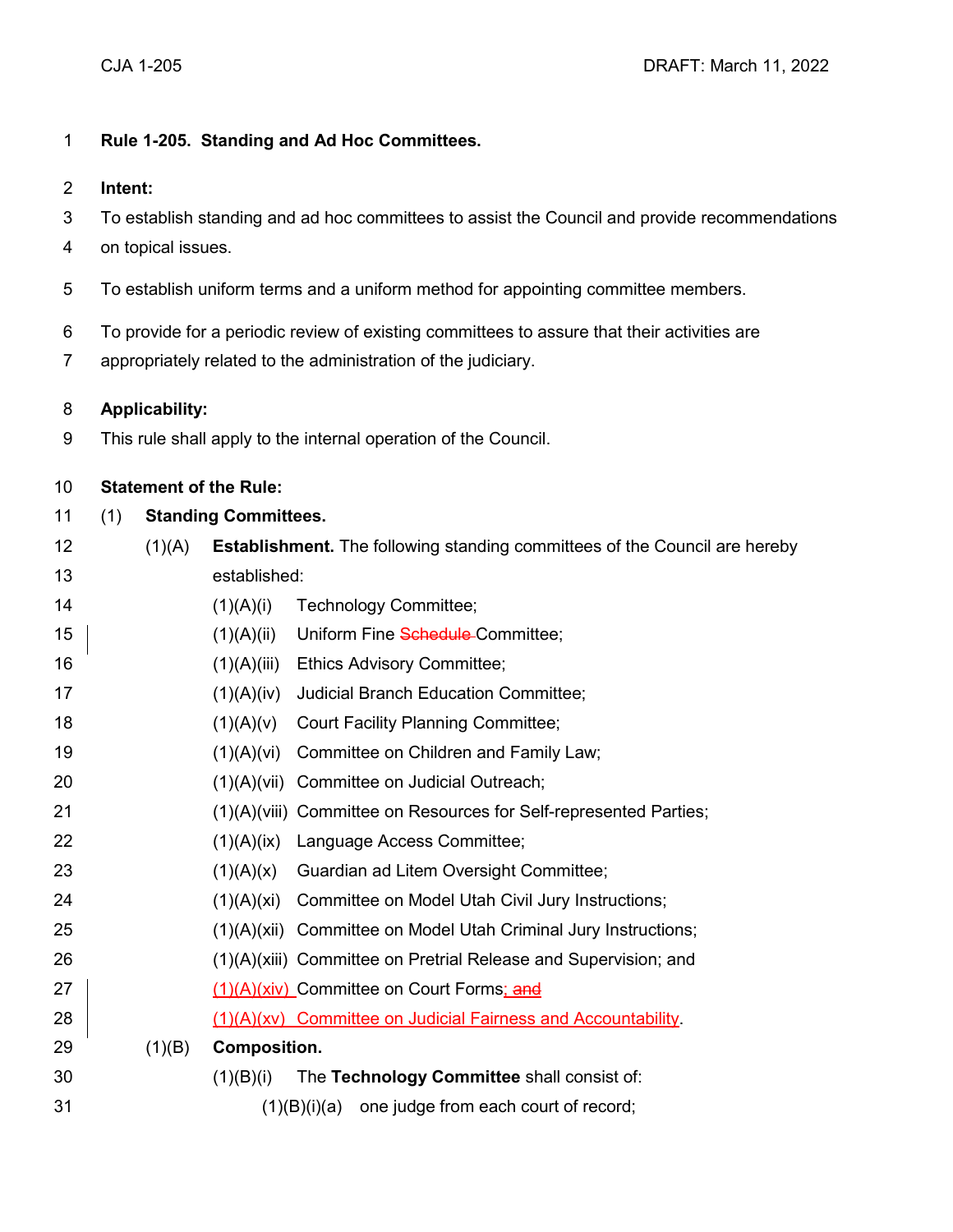**Rule 1-205. Standing and Ad Hoc Committees.**

**Intent:**

To establish standing and ad hoc committees to assist the Council and provide recommendations on topical issues.

To establish uniform terms and a uniform method for appointing committee members.

To provide for a periodic review of existing committees to assure that their activities are appropriately related to the administration of the judiciary.

**Applicability:**

This rule shall apply to the internal operation of the Council.

**Statement of the Rule:**

(1) **Standing Committees.**

(1)(A) **Establishment.** The following standing committees of the Council are hereby established:

(1)(A)(i) Technology Committee;

(1)(A)(ii) Uniform Fine ~~Schedule~~ Committee;

(1)(A)(iii) Ethics Advisory Committee;

(1)(A)(iv) Judicial Branch Education Committee;

(1)(A)(v) Court Facility Planning Committee;

(1)(A)(vi) Committee on Children and Family Law;

(1)(A)(vii) Committee on Judicial Outreach;

(1)(A)(viii) Committee on Resources for Self-represented Parties;

(1)(A)(ix) Language Access Committee;

(1)(A)(x) Guardian ad Litem Oversight Committee;

(1)(A)(xi) Committee on Model Utah Civil Jury Instructions;

(1)(A)(xii) Committee on Model Utah Criminal Jury Instructions;

(1)(A)(xiii) Committee on Pretrial Release and Supervision; and

<u>(1)(A)(xiv)</u> Committee on Court Forms~~; and~~

<u>(1)(A)(xv) Committee on Judicial Fairness and Accountability</u>.

(1)(B) **Composition.**

(1)(B)(i) The **Technology Committee** shall consist of:

(1)(B)(i)(a) one judge from each court of record;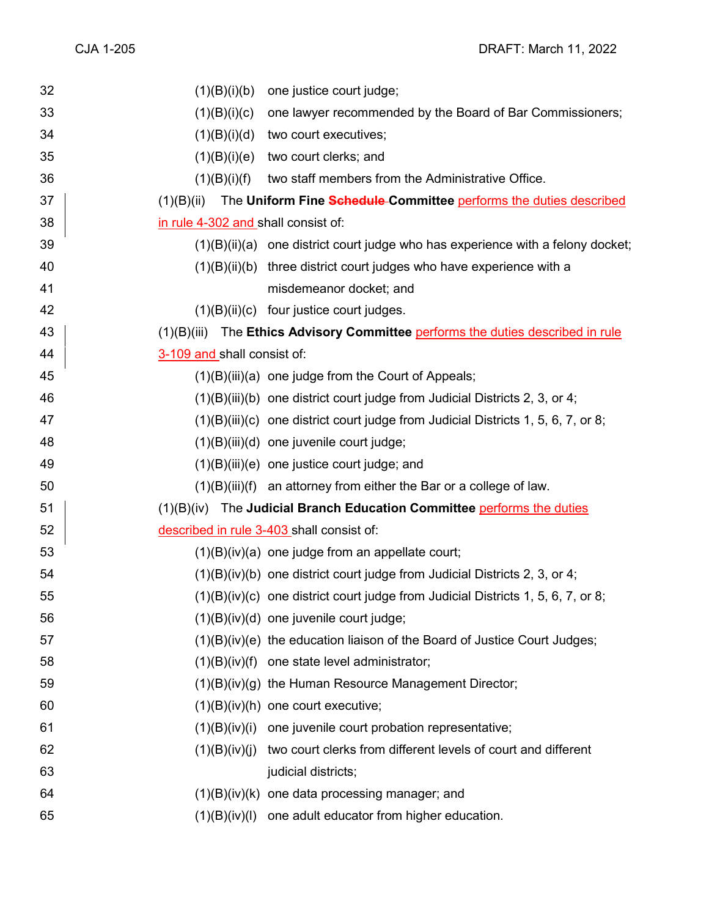(1)(B)(i)(b) one justice court judge;

(1)(B)(i)(c) one lawyer recommended by the Board of Bar Commissioners;

(1)(B)(i)(d) two court executives;

(1)(B)(i)(e) two court clerks; and

(1)(B)(i)(f) two staff members from the Administrative Office.

(1)(B)(ii) The **Uniform Fine ~~Schedule~~ Committee** performs the duties described in rule 4-302 and shall consist of:

(1)(B)(ii)(a) one district court judge who has experience with a felony docket;

(1)(B)(ii)(b) three district court judges who have experience with a misdemeanor docket; and

(1)(B)(ii)(c) four justice court judges.

(1)(B)(iii) The **Ethics Advisory Committee** performs the duties described in rule 3-109 and shall consist of:

(1)(B)(iii)(a) one judge from the Court of Appeals;

(1)(B)(iii)(b) one district court judge from Judicial Districts 2, 3, or 4;

(1)(B)(iii)(c) one district court judge from Judicial Districts 1, 5, 6, 7, or 8;

(1)(B)(iii)(d) one juvenile court judge;

(1)(B)(iii)(e) one justice court judge; and

(1)(B)(iii)(f) an attorney from either the Bar or a college of law.

(1)(B)(iv) The **Judicial Branch Education Committee** performs the duties described in rule 3-403 shall consist of:

(1)(B)(iv)(a) one judge from an appellate court;

(1)(B)(iv)(b) one district court judge from Judicial Districts 2, 3, or 4;

(1)(B)(iv)(c) one district court judge from Judicial Districts 1, 5, 6, 7, or 8;

(1)(B)(iv)(d) one juvenile court judge;

(1)(B)(iv)(e) the education liaison of the Board of Justice Court Judges;

(1)(B)(iv)(f) one state level administrator;

(1)(B)(iv)(g) the Human Resource Management Director;

(1)(B)(iv)(h) one court executive;

(1)(B)(iv)(i) one juvenile court probation representative;

(1)(B)(iv)(j) two court clerks from different levels of court and different judicial districts;

(1)(B)(iv)(k) one data processing manager; and

(1)(B)(iv)(l) one adult educator from higher education.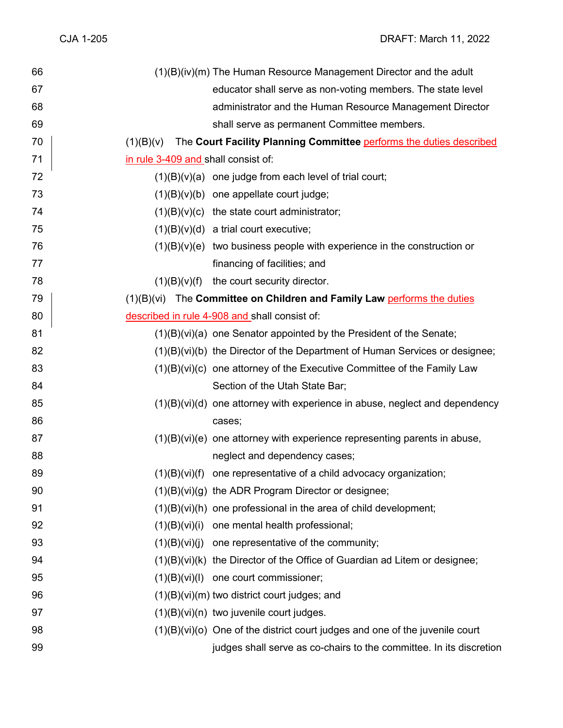(1)(B)(iv)(m) The Human Resource Management Director and the adult educator shall serve as non-voting members. The state level administrator and the Human Resource Management Director shall serve as permanent Committee members.

(1)(B)(v) The **Court Facility Planning Committee** performs the duties described in rule 3-409 and shall consist of:

(1)(B)(v)(a) one judge from each level of trial court;

(1)(B)(v)(b) one appellate court judge;

(1)(B)(v)(c) the state court administrator;

(1)(B)(v)(d) a trial court executive;

(1)(B)(v)(e) two business people with experience in the construction or financing of facilities; and

(1)(B)(v)(f) the court security director.

(1)(B)(vi) The **Committee on Children and Family Law** performs the duties described in rule 4-908 and shall consist of:

(1)(B)(vi)(a) one Senator appointed by the President of the Senate;

(1)(B)(vi)(b) the Director of the Department of Human Services or designee;

(1)(B)(vi)(c) one attorney of the Executive Committee of the Family Law Section of the Utah State Bar;

(1)(B)(vi)(d) one attorney with experience in abuse, neglect and dependency cases;

(1)(B)(vi)(e) one attorney with experience representing parents in abuse, neglect and dependency cases;

(1)(B)(vi)(f) one representative of a child advocacy organization;

(1)(B)(vi)(g) the ADR Program Director or designee;

(1)(B)(vi)(h) one professional in the area of child development;

(1)(B)(vi)(i) one mental health professional;

(1)(B)(vi)(j) one representative of the community;

(1)(B)(vi)(k) the Director of the Office of Guardian ad Litem or designee;

(1)(B)(vi)(l) one court commissioner;

(1)(B)(vi)(m) two district court judges; and

(1)(B)(vi)(n) two juvenile court judges.

(1)(B)(vi)(o) One of the district court judges and one of the juvenile court judges shall serve as co-chairs to the committee. In its discretion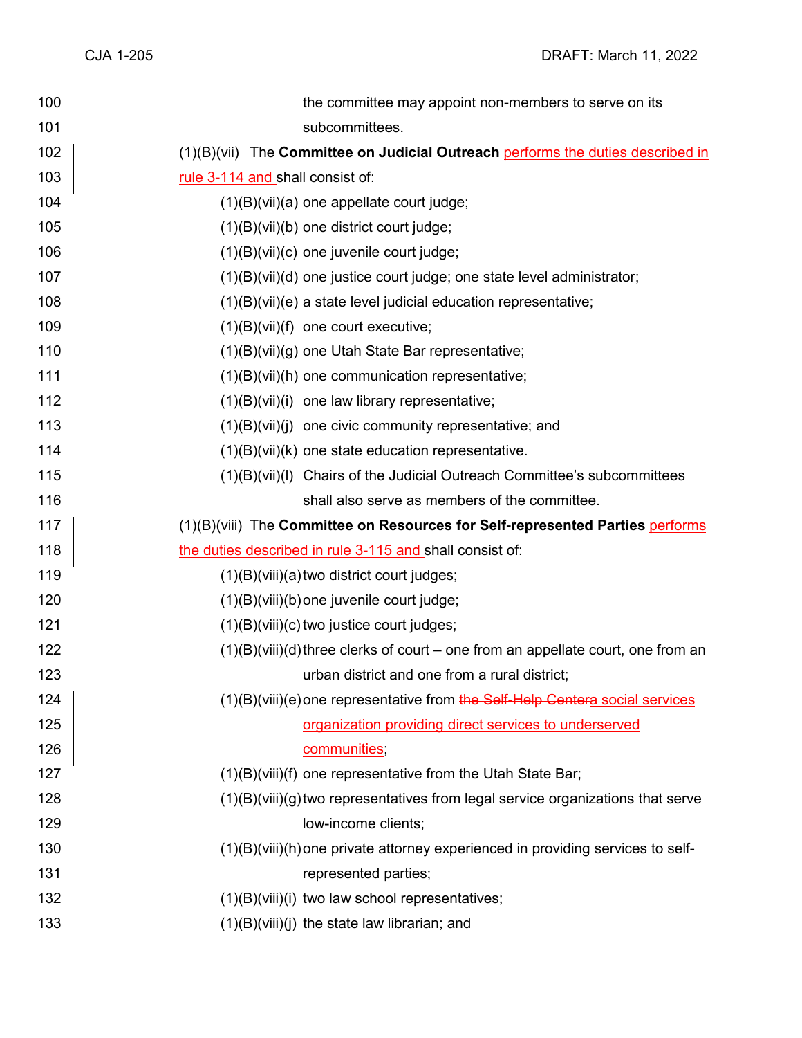the committee may appoint non-members to serve on its subcommittees.

(1)(B)(vii) The **Committee on Judicial Outreach** performs the duties described in rule 3-114 and shall consist of:

(1)(B)(vii)(a) one appellate court judge;

(1)(B)(vii)(b) one district court judge;

(1)(B)(vii)(c) one juvenile court judge;

(1)(B)(vii)(d) one justice court judge; one state level administrator;

(1)(B)(vii)(e) a state level judicial education representative;

(1)(B)(vii)(f) one court executive;

(1)(B)(vii)(g) one Utah State Bar representative;

(1)(B)(vii)(h) one communication representative;

(1)(B)(vii)(i) one law library representative;

(1)(B)(vii)(j) one civic community representative; and

(1)(B)(vii)(k) one state education representative.

(1)(B)(vii)(l) Chairs of the Judicial Outreach Committee's subcommittees shall also serve as members of the committee.

(1)(B)(viii) The **Committee on Resources for Self-represented Parties** performs the duties described in rule 3-115 and shall consist of:

(1)(B)(viii)(a) two district court judges;

(1)(B)(viii)(b) one juvenile court judge;

(1)(B)(viii)(c) two justice court judges;

(1)(B)(viii)(d) three clerks of court – one from an appellate court, one from an urban district and one from a rural district;

(1)(B)(viii)(e) one representative from ~~the Self-Help Center~~a social services organization providing direct services to underserved communities;

(1)(B)(viii)(f) one representative from the Utah State Bar;

(1)(B)(viii)(g) two representatives from legal service organizations that serve low-income clients;

(1)(B)(viii)(h) one private attorney experienced in providing services to self-represented parties;

(1)(B)(viii)(i) two law school representatives;

(1)(B)(viii)(j) the state law librarian; and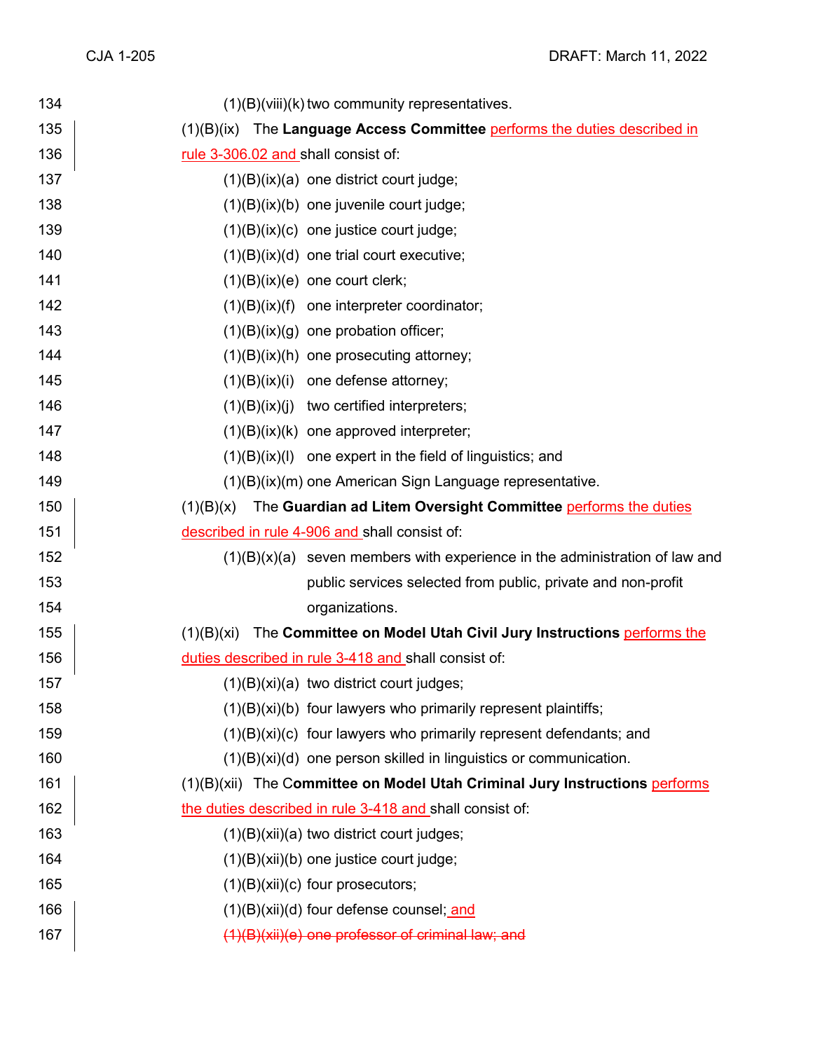(1)(B)(viii)(k) two community representatives.

(1)(B)(ix) The **Language Access Committee** performs the duties described in rule 3-306.02 and shall consist of:

(1)(B)(ix)(a) one district court judge;

(1)(B)(ix)(b) one juvenile court judge;

(1)(B)(ix)(c) one justice court judge;

(1)(B)(ix)(d) one trial court executive;

(1)(B)(ix)(e) one court clerk;

(1)(B)(ix)(f) one interpreter coordinator;

(1)(B)(ix)(g) one probation officer;

(1)(B)(ix)(h) one prosecuting attorney;

(1)(B)(ix)(i) one defense attorney;

(1)(B)(ix)(j) two certified interpreters;

(1)(B)(ix)(k) one approved interpreter;

(1)(B)(ix)(l) one expert in the field of linguistics; and

(1)(B)(ix)(m) one American Sign Language representative.

(1)(B)(x) The **Guardian ad Litem Oversight Committee** performs the duties described in rule 4-906 and shall consist of:

(1)(B)(x)(a) seven members with experience in the administration of law and public services selected from public, private and non-profit organizations.

(1)(B)(xi) The **Committee on Model Utah Civil Jury Instructions** performs the duties described in rule 3-418 and shall consist of:

(1)(B)(xi)(a) two district court judges;

(1)(B)(xi)(b) four lawyers who primarily represent plaintiffs;

(1)(B)(xi)(c) four lawyers who primarily represent defendants; and

(1)(B)(xi)(d) one person skilled in linguistics or communication.

(1)(B)(xii) The **Committee on Model Utah Criminal Jury Instructions** performs the duties described in rule 3-418 and shall consist of:

(1)(B)(xii)(a) two district court judges;

(1)(B)(xii)(b) one justice court judge;

(1)(B)(xii)(c) four prosecutors;

(1)(B)(xii)(d) four defense counsel; and

~~(1)(B)(xii)(e) one professor of criminal law; and~~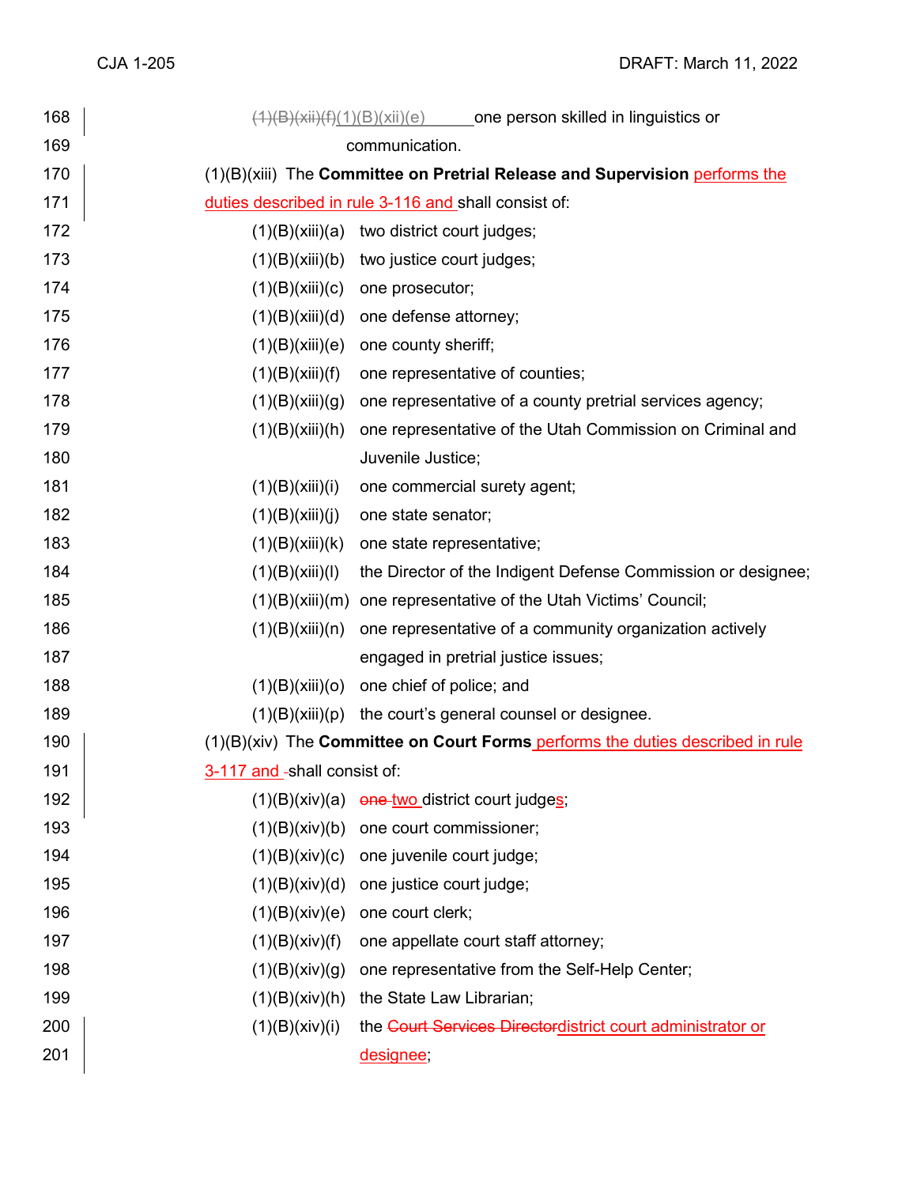~~(1)(B)(xii)(f)~~(1)(B)(xii)(e) one person skilled in linguistics or communication.

(1)(B)(xiii) The **Committee on Pretrial Release and Supervision** performs the duties described in rule 3-116 and shall consist of:

(1)(B)(xiii)(a) two district court judges;

(1)(B)(xiii)(b) two justice court judges;

(1)(B)(xiii)(c) one prosecutor;

(1)(B)(xiii)(d) one defense attorney;

(1)(B)(xiii)(e) one county sheriff;

(1)(B)(xiii)(f) one representative of counties;

(1)(B)(xiii)(g) one representative of a county pretrial services agency;

(1)(B)(xiii)(h) one representative of the Utah Commission on Criminal and Juvenile Justice;

(1)(B)(xiii)(i) one commercial surety agent;

(1)(B)(xiii)(j) one state senator;

(1)(B)(xiii)(k) one state representative;

(1)(B)(xiii)(l) the Director of the Indigent Defense Commission or designee;

(1)(B)(xiii)(m) one representative of the Utah Victims' Council;

(1)(B)(xiii)(n) one representative of a community organization actively engaged in pretrial justice issues;

(1)(B)(xiii)(o) one chief of police; and

(1)(B)(xiii)(p) the court's general counsel or designee.

(1)(B)(xiv) The **Committee on Court Forms** performs the duties described in rule 3-117 and shall consist of:

(1)(B)(xiv)(a) ~~one~~ two district court judges;

(1)(B)(xiv)(b) one court commissioner;

(1)(B)(xiv)(c) one juvenile court judge;

(1)(B)(xiv)(d) one justice court judge;

(1)(B)(xiv)(e) one court clerk;

(1)(B)(xiv)(f) one appellate court staff attorney;

(1)(B)(xiv)(g) one representative from the Self-Help Center;

(1)(B)(xiv)(h) the State Law Librarian;

(1)(B)(xiv)(i) the ~~Court Services Director~~district court administrator or designee;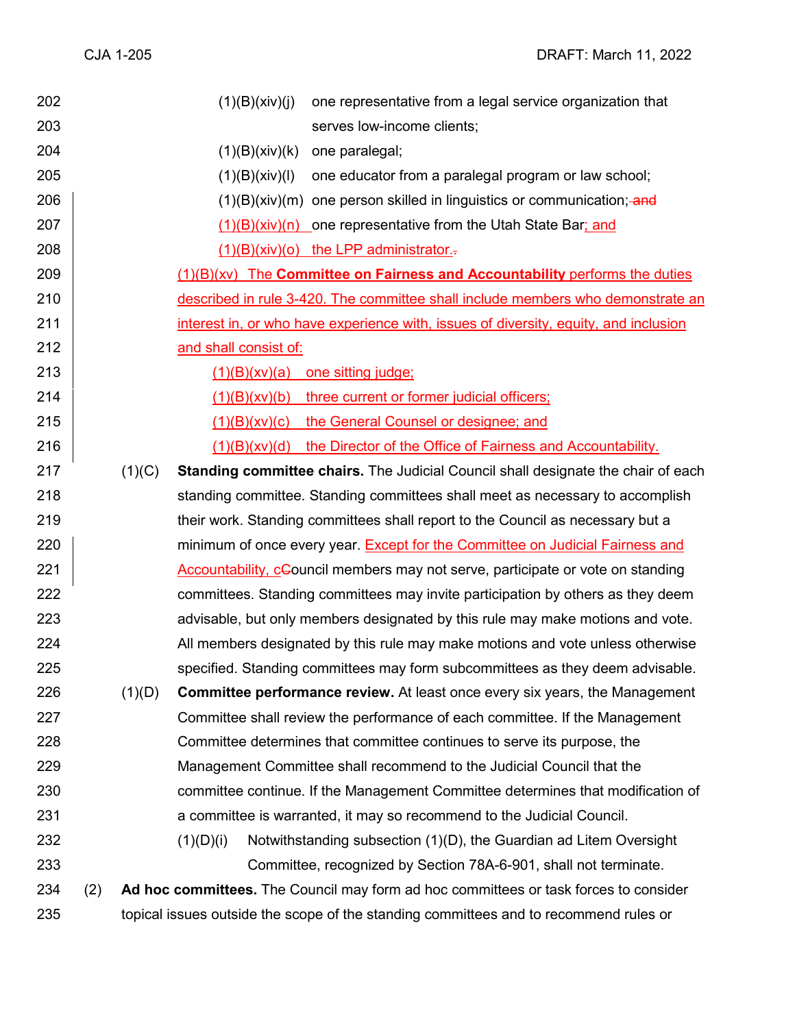(1)(B)(xiv)(j) one representative from a legal service organization that serves low-income clients;

(1)(B)(xiv)(k) one paralegal;

(1)(B)(xiv)(l) one educator from a paralegal program or law school;

(1)(B)(xiv)(m) one person skilled in linguistics or communication; ~~and~~

(1)(B)(xiv)(n) one representative from the Utah State Bar; and

(1)(B)(xiv)(o) the LPP administrator.

(1)(B)(xv) The **Committee on Fairness and Accountability** performs the duties described in rule 3-420. The committee shall include members who demonstrate an interest in, or who have experience with, issues of diversity, equity, and inclusion and shall consist of:

(1)(B)(xv)(a) one sitting judge;

(1)(B)(xv)(b) three current or former judicial officers;

(1)(B)(xv)(c) the General Counsel or designee; and

(1)(B)(xv)(d) the Director of the Office of Fairness and Accountability.

(1)(C) **Standing committee chairs.** The Judicial Council shall designate the chair of each standing committee. Standing committees shall meet as necessary to accomplish their work. Standing committees shall report to the Council as necessary but a minimum of once every year. Except for the Committee on Judicial Fairness and Accountability, c~~C~~ouncil members may not serve, participate or vote on standing committees. Standing committees may invite participation by others as they deem advisable, but only members designated by this rule may make motions and vote. All members designated by this rule may make motions and vote unless otherwise specified. Standing committees may form subcommittees as they deem advisable.

(1)(D) **Committee performance review.** At least once every six years, the Management Committee shall review the performance of each committee. If the Management Committee determines that committee continues to serve its purpose, the Management Committee shall recommend to the Judicial Council that the committee continue. If the Management Committee determines that modification of a committee is warranted, it may so recommend to the Judicial Council.

(1)(D)(i) Notwithstanding subsection (1)(D), the Guardian ad Litem Oversight Committee, recognized by Section 78A-6-901, shall not terminate.

(2) **Ad hoc committees.** The Council may form ad hoc committees or task forces to consider topical issues outside the scope of the standing committees and to recommend rules or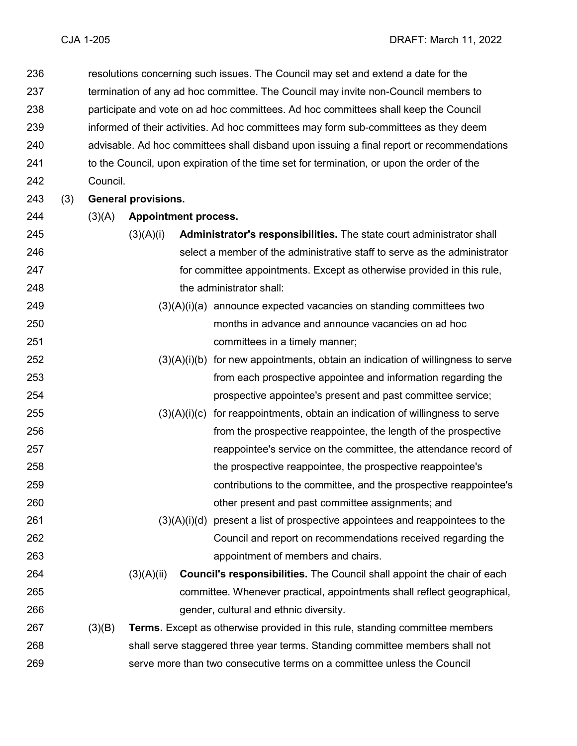resolutions concerning such issues. The Council may set and extend a date for the termination of any ad hoc committee. The Council may invite non-Council members to participate and vote on ad hoc committees. Ad hoc committees shall keep the Council informed of their activities. Ad hoc committees may form sub-committees as they deem advisable. Ad hoc committees shall disband upon issuing a final report or recommendations to the Council, upon expiration of the time set for termination, or upon the order of the Council.

(3) **General provisions.**

(3)(A) **Appointment process.**

(3)(A)(i) **Administrator's responsibilities.** The state court administrator shall select a member of the administrative staff to serve as the administrator for committee appointments. Except as otherwise provided in this rule, the administrator shall:

(3)(A)(i)(a) announce expected vacancies on standing committees two months in advance and announce vacancies on ad hoc committees in a timely manner;

(3)(A)(i)(b) for new appointments, obtain an indication of willingness to serve from each prospective appointee and information regarding the prospective appointee's present and past committee service;

(3)(A)(i)(c) for reappointments, obtain an indication of willingness to serve from the prospective reappointee, the length of the prospective reappointee's service on the committee, the attendance record of the prospective reappointee, the prospective reappointee's contributions to the committee, and the prospective reappointee's other present and past committee assignments; and

(3)(A)(i)(d) present a list of prospective appointees and reappointees to the Council and report on recommendations received regarding the appointment of members and chairs.

(3)(A)(ii) **Council's responsibilities.** The Council shall appoint the chair of each committee. Whenever practical, appointments shall reflect geographical, gender, cultural and ethnic diversity.

(3)(B) **Terms.** Except as otherwise provided in this rule, standing committee members shall serve staggered three year terms. Standing committee members shall not serve more than two consecutive terms on a committee unless the Council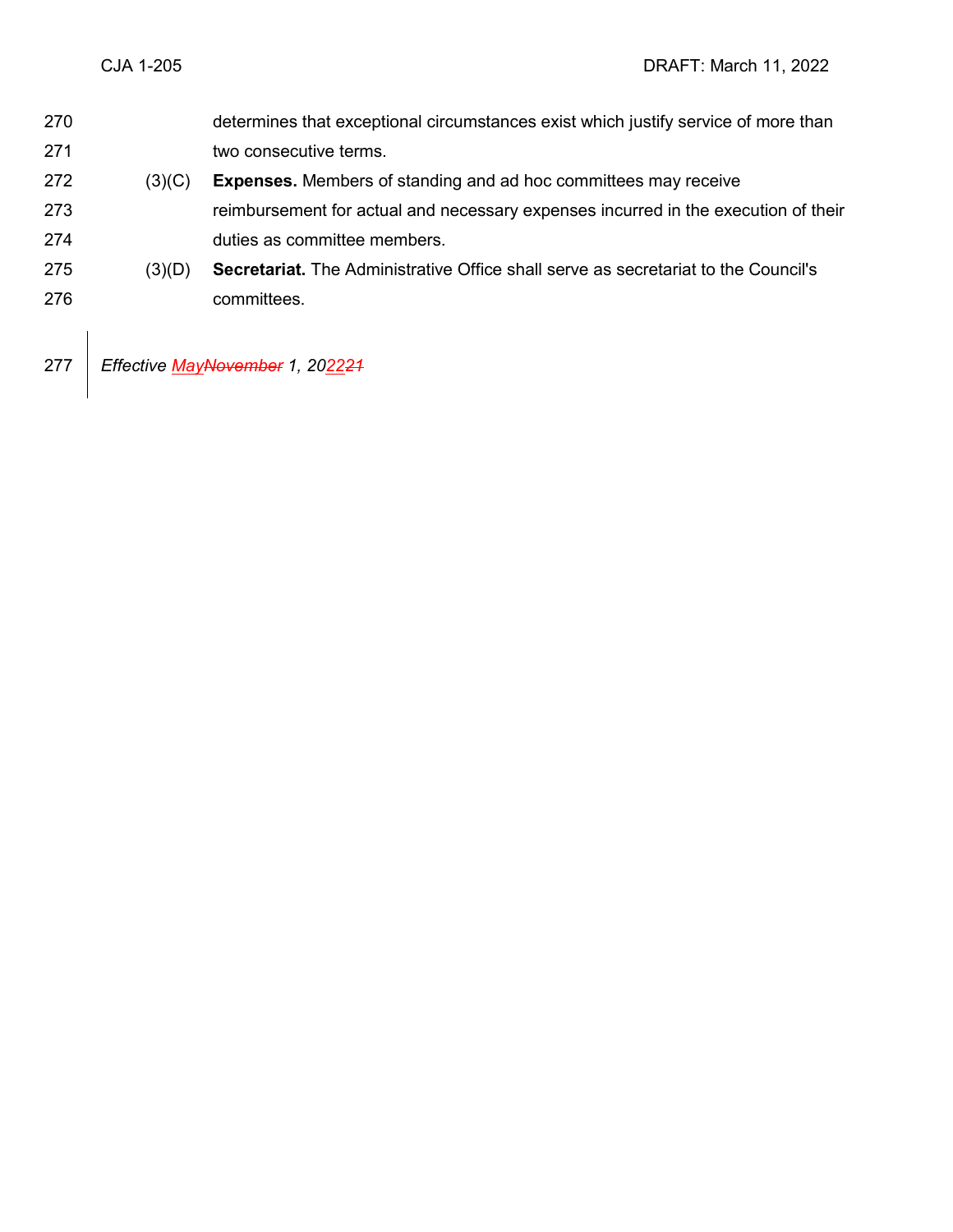determines that exceptional circumstances exist which justify service of more than two consecutive terms.

(3)(C) **Expenses.** Members of standing and ad hoc committees may receive reimbursement for actual and necessary expenses incurred in the execution of their duties as committee members.

(3)(D) **Secretariat.** The Administrative Office shall serve as secretariat to the Council's committees.

*Effective ~~November~~ May 1, 20~~21~~22*